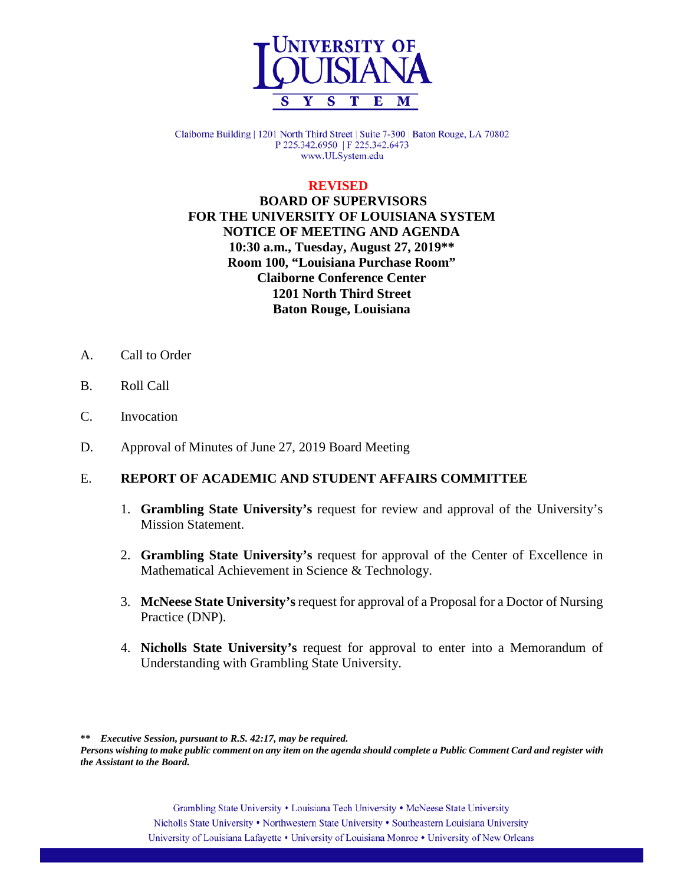# UNIVERSITY OF LOUISIANA SYSTEM

Claiborne Building | 1201 North Third Street | Suite 7-300 | Baton Rouge, LA 70802
P 225.342.6950 | F 225.342.6473
www.ULSystem.edu

**REVISED**

**BOARD OF SUPERVISORS**
**FOR THE UNIVERSITY OF LOUISIANA SYSTEM**
**NOTICE OF MEETING AND AGENDA**
**10:30 a.m., Tuesday, August 27, 2019****
**Room 100, "Louisiana Purchase Room"**
**Claiborne Conference Center**
**1201 North Third Street**
**Baton Rouge, Louisiana**

A. Call to Order

B. Roll Call

C. Invocation

D. Approval of Minutes of June 27, 2019 Board Meeting

E. **REPORT OF ACADEMIC AND STUDENT AFFAIRS COMMITTEE**

1. **Grambling State University's** request for review and approval of the University's Mission Statement.

2. **Grambling State University's** request for approval of the Center of Excellence in Mathematical Achievement in Science & Technology.

3. **McNeese State University's** request for approval of a Proposal for a Doctor of Nursing Practice (DNP).

4. **Nicholls State University's** request for approval to enter into a Memorandum of Understanding with Grambling State University.

**\*\*** ***Executive Session, pursuant to R.S. 42:17, may be required.***
***Persons wishing to make public comment on any item on the agenda should complete a Public Comment Card and register with the Assistant to the Board.***

Grambling State University • Louisiana Tech University • McNeese State University
Nicholls State University • Northwestern State University • Southeastern Louisiana University
University of Louisiana Lafayette • University of Louisiana Monroe • University of New Orleans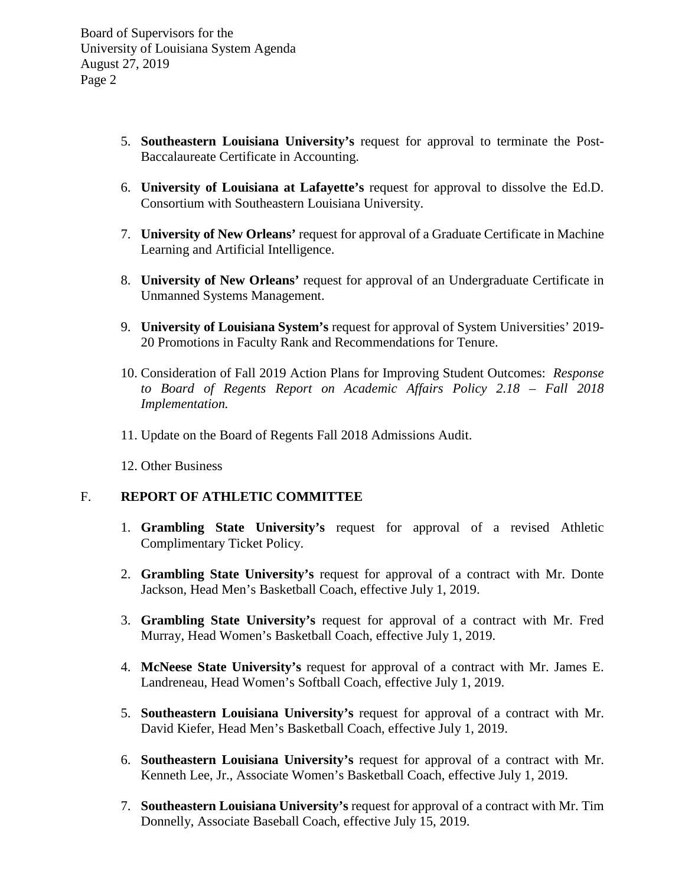5. **Southeastern Louisiana University's** request for approval to terminate the Post-Baccalaureate Certificate in Accounting.

6. **University of Louisiana at Lafayette's** request for approval to dissolve the Ed.D. Consortium with Southeastern Louisiana University.

7. **University of New Orleans'** request for approval of a Graduate Certificate in Machine Learning and Artificial Intelligence.

8. **University of New Orleans'** request for approval of an Undergraduate Certificate in Unmanned Systems Management.

9. **University of Louisiana System's** request for approval of System Universities' 2019-20 Promotions in Faculty Rank and Recommendations for Tenure.

10. Consideration of Fall 2019 Action Plans for Improving Student Outcomes: *Response to Board of Regents Report on Academic Affairs Policy 2.18 – Fall 2018 Implementation.*

11. Update on the Board of Regents Fall 2018 Admissions Audit.

12. Other Business

## F. REPORT OF ATHLETIC COMMITTEE

1. **Grambling State University's** request for approval of a revised Athletic Complimentary Ticket Policy.

2. **Grambling State University's** request for approval of a contract with Mr. Donte Jackson, Head Men's Basketball Coach, effective July 1, 2019.

3. **Grambling State University's** request for approval of a contract with Mr. Fred Murray, Head Women's Basketball Coach, effective July 1, 2019.

4. **McNeese State University's** request for approval of a contract with Mr. James E. Landreneau, Head Women's Softball Coach, effective July 1, 2019.

5. **Southeastern Louisiana University's** request for approval of a contract with Mr. David Kiefer, Head Men's Basketball Coach, effective July 1, 2019.

6. **Southeastern Louisiana University's** request for approval of a contract with Mr. Kenneth Lee, Jr., Associate Women's Basketball Coach, effective July 1, 2019.

7. **Southeastern Louisiana University's** request for approval of a contract with Mr. Tim Donnelly, Associate Baseball Coach, effective July 15, 2019.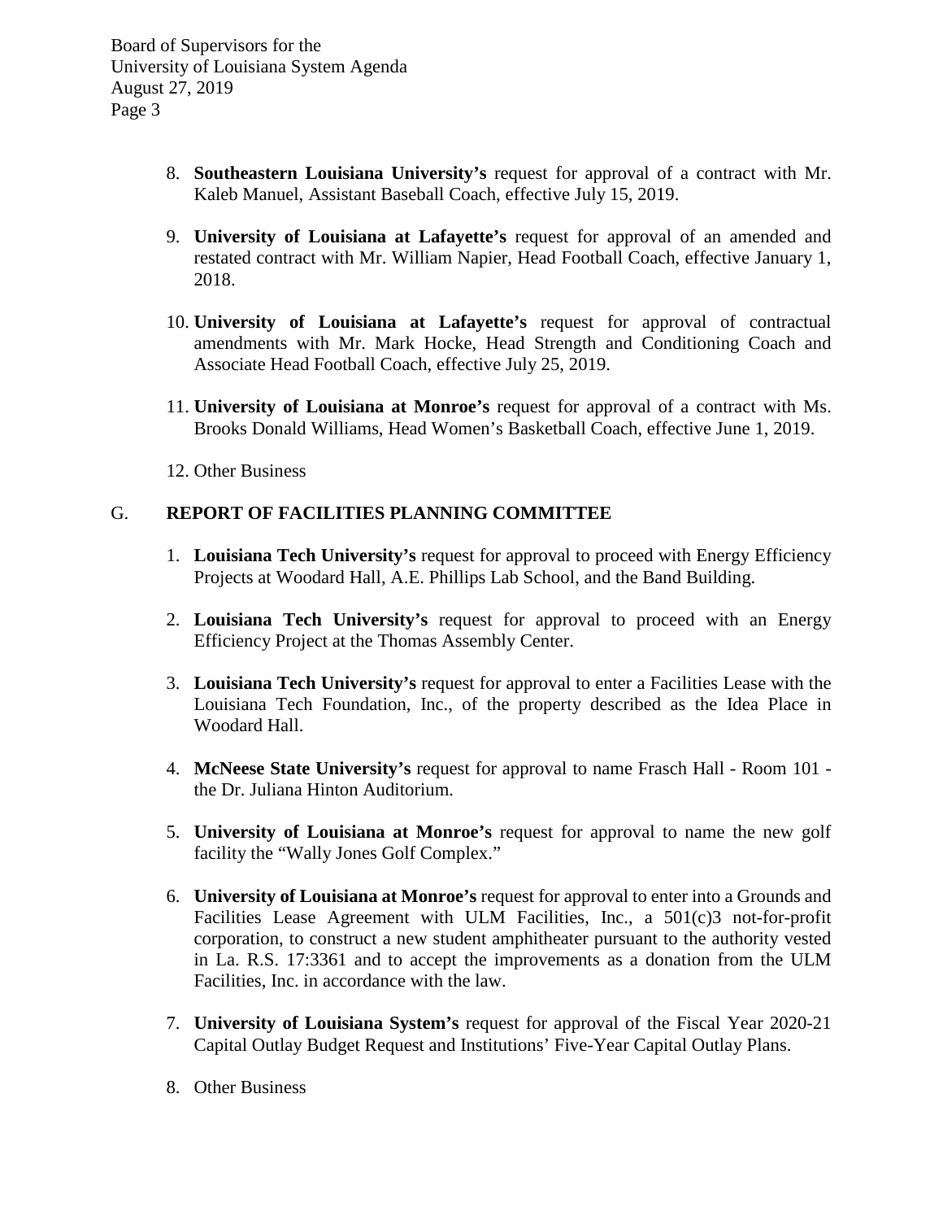8. **Southeastern Louisiana University's** request for approval of a contract with Mr. Kaleb Manuel, Assistant Baseball Coach, effective July 15, 2019.

9. **University of Louisiana at Lafayette's** request for approval of an amended and restated contract with Mr. William Napier, Head Football Coach, effective January 1, 2018.

10. **University of Louisiana at Lafayette's** request for approval of contractual amendments with Mr. Mark Hocke, Head Strength and Conditioning Coach and Associate Head Football Coach, effective July 25, 2019.

11. **University of Louisiana at Monroe's** request for approval of a contract with Ms. Brooks Donald Williams, Head Women's Basketball Coach, effective June 1, 2019.

12. Other Business

## G. REPORT OF FACILITIES PLANNING COMMITTEE

1. **Louisiana Tech University's** request for approval to proceed with Energy Efficiency Projects at Woodard Hall, A.E. Phillips Lab School, and the Band Building.

2. **Louisiana Tech University's** request for approval to proceed with an Energy Efficiency Project at the Thomas Assembly Center.

3. **Louisiana Tech University's** request for approval to enter a Facilities Lease with the Louisiana Tech Foundation, Inc., of the property described as the Idea Place in Woodard Hall.

4. **McNeese State University's** request for approval to name Frasch Hall - Room 101 - the Dr. Juliana Hinton Auditorium.

5. **University of Louisiana at Monroe's** request for approval to name the new golf facility the "Wally Jones Golf Complex."

6. **University of Louisiana at Monroe's** request for approval to enter into a Grounds and Facilities Lease Agreement with ULM Facilities, Inc., a 501(c)3 not-for-profit corporation, to construct a new student amphitheater pursuant to the authority vested in La. R.S. 17:3361 and to accept the improvements as a donation from the ULM Facilities, Inc. in accordance with the law.

7. **University of Louisiana System's** request for approval of the Fiscal Year 2020-21 Capital Outlay Budget Request and Institutions' Five-Year Capital Outlay Plans.

8. Other Business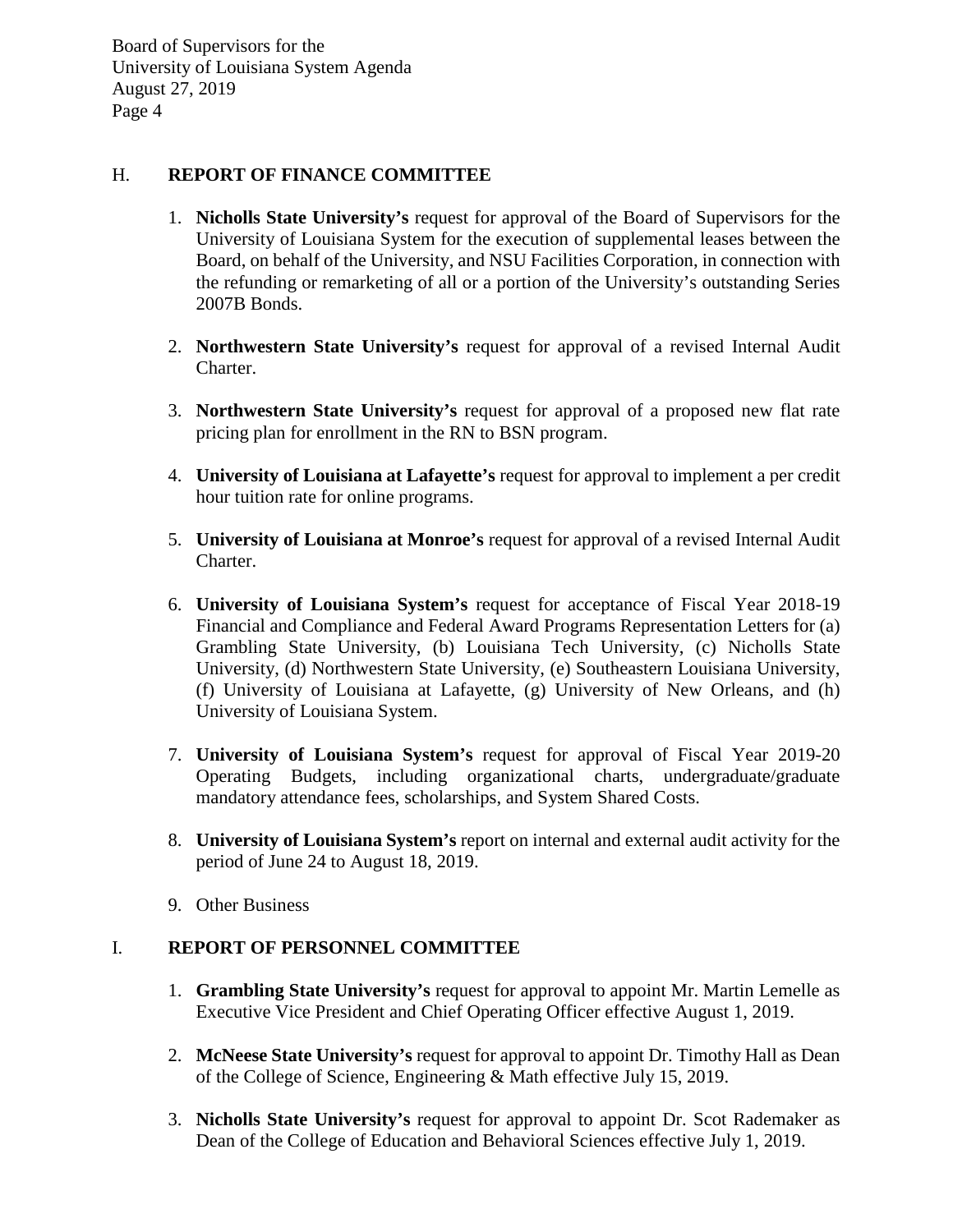## H. REPORT OF FINANCE COMMITTEE

1. **Nicholls State University's** request for approval of the Board of Supervisors for the University of Louisiana System for the execution of supplemental leases between the Board, on behalf of the University, and NSU Facilities Corporation, in connection with the refunding or remarketing of all or a portion of the University's outstanding Series 2007B Bonds.

2. **Northwestern State University's** request for approval of a revised Internal Audit Charter.

3. **Northwestern State University's** request for approval of a proposed new flat rate pricing plan for enrollment in the RN to BSN program.

4. **University of Louisiana at Lafayette's** request for approval to implement a per credit hour tuition rate for online programs.

5. **University of Louisiana at Monroe's** request for approval of a revised Internal Audit Charter.

6. **University of Louisiana System's** request for acceptance of Fiscal Year 2018-19 Financial and Compliance and Federal Award Programs Representation Letters for (a) Grambling State University, (b) Louisiana Tech University, (c) Nicholls State University, (d) Northwestern State University, (e) Southeastern Louisiana University, (f) University of Louisiana at Lafayette, (g) University of New Orleans, and (h) University of Louisiana System.

7. **University of Louisiana System's** request for approval of Fiscal Year 2019-20 Operating Budgets, including organizational charts, undergraduate/graduate mandatory attendance fees, scholarships, and System Shared Costs.

8. **University of Louisiana System's** report on internal and external audit activity for the period of June 24 to August 18, 2019.

9. Other Business

## I. REPORT OF PERSONNEL COMMITTEE

1. **Grambling State University's** request for approval to appoint Mr. Martin Lemelle as Executive Vice President and Chief Operating Officer effective August 1, 2019.

2. **McNeese State University's** request for approval to appoint Dr. Timothy Hall as Dean of the College of Science, Engineering & Math effective July 15, 2019.

3. **Nicholls State University's** request for approval to appoint Dr. Scot Rademaker as Dean of the College of Education and Behavioral Sciences effective July 1, 2019.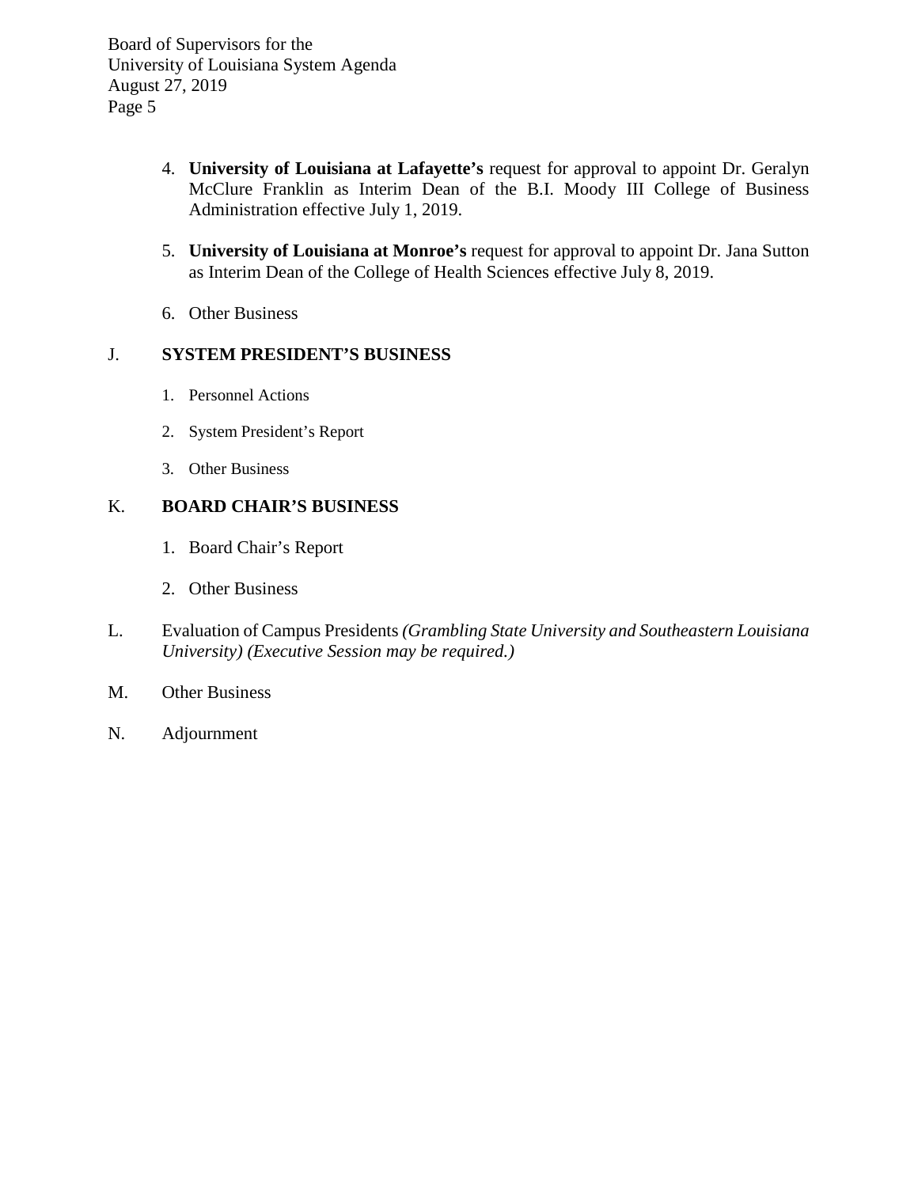4. **University of Louisiana at Lafayette's** request for approval to appoint Dr. Geralyn McClure Franklin as Interim Dean of the B.I. Moody III College of Business Administration effective July 1, 2019.

5. **University of Louisiana at Monroe's** request for approval to appoint Dr. Jana Sutton as Interim Dean of the College of Health Sciences effective July 8, 2019.

6. Other Business

J. **SYSTEM PRESIDENT'S BUSINESS**

1. Personnel Actions

2. System President's Report

3. Other Business

K. **BOARD CHAIR'S BUSINESS**

1. Board Chair's Report

2. Other Business

L. Evaluation of Campus Presidents *(Grambling State University and Southeastern Louisiana University) (Executive Session may be required.)*

M. Other Business

N. Adjournment